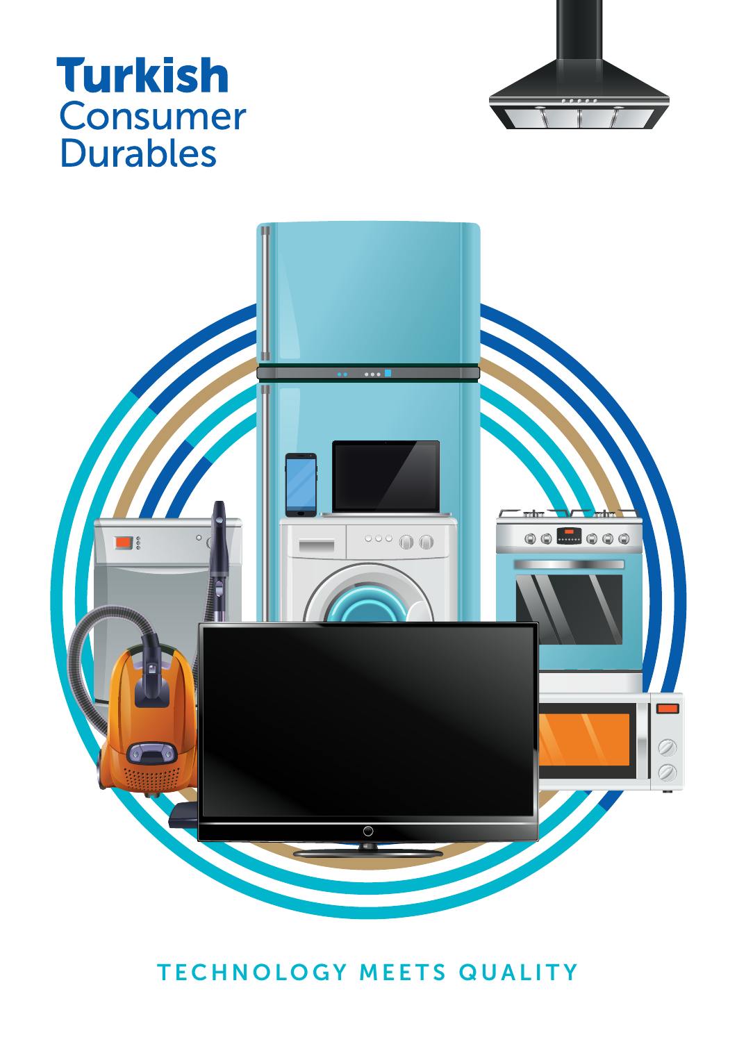# Turkish Consumer Durables

TECHNOLOGY MEETS QUALITY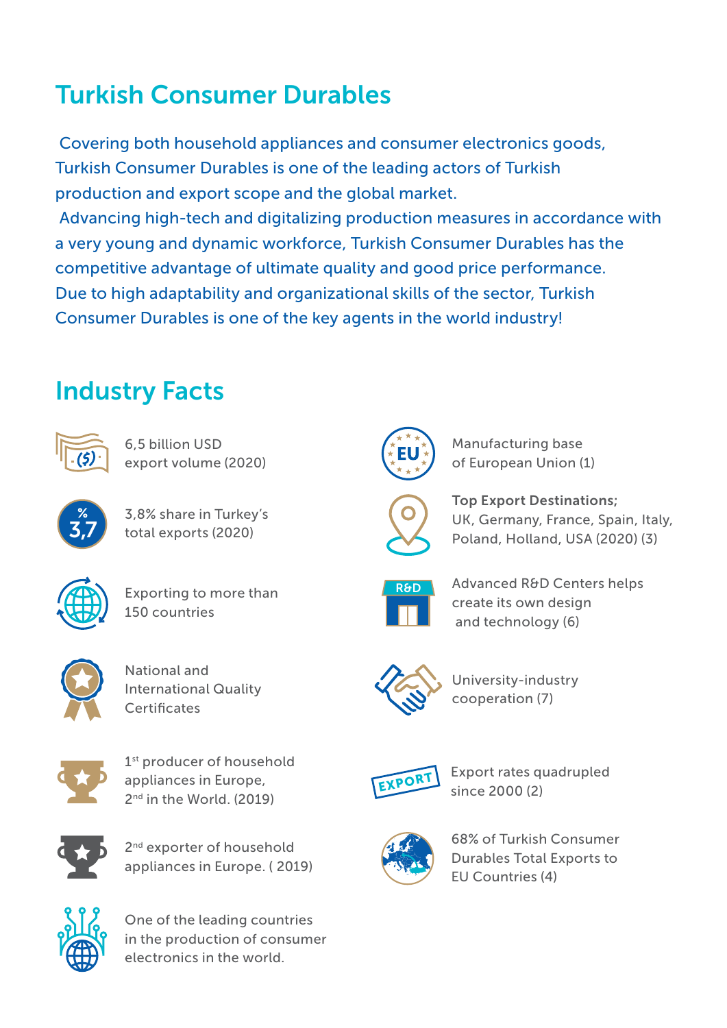# Turkish Consumer Durables

Covering both household appliances and consumer electronics goods, Turkish Consumer Durables is one of the leading actors of Turkish production and export scope and the global market.

Advancing high-tech and digitalizing production measures in accordance with a very young and dynamic workforce, Turkish Consumer Durables has the competitive advantage of ultimate quality and good price performance. Due to high adaptability and organizational skills of the sector, Turkish Consumer Durables is one of the key agents in the world industry!

## Industry Facts

- 6,5 billion USD export volume (2020)
- 3,8% share in Turkey's total exports (2020)
- Exporting to more than 150 countries
- National and International Quality Certificates
- 1st producer of household appliances in Europe, 2nd in the World. (2019)
- 2nd exporter of household appliances in Europe. ( 2019)
- One of the leading countries in the production of consumer electronics in the world.
- Manufacturing base of European Union (1)
- **Top Export Destinations;** UK, Germany, France, Spain, Italy, Poland, Holland, USA (2020) (3)
- Advanced R&D Centers helps create its own design and technology (6)
- University-industry cooperation (7)
- Export rates quadrupled since 2000 (2)
- 68% of Turkish Consumer Durables Total Exports to EU Countries (4)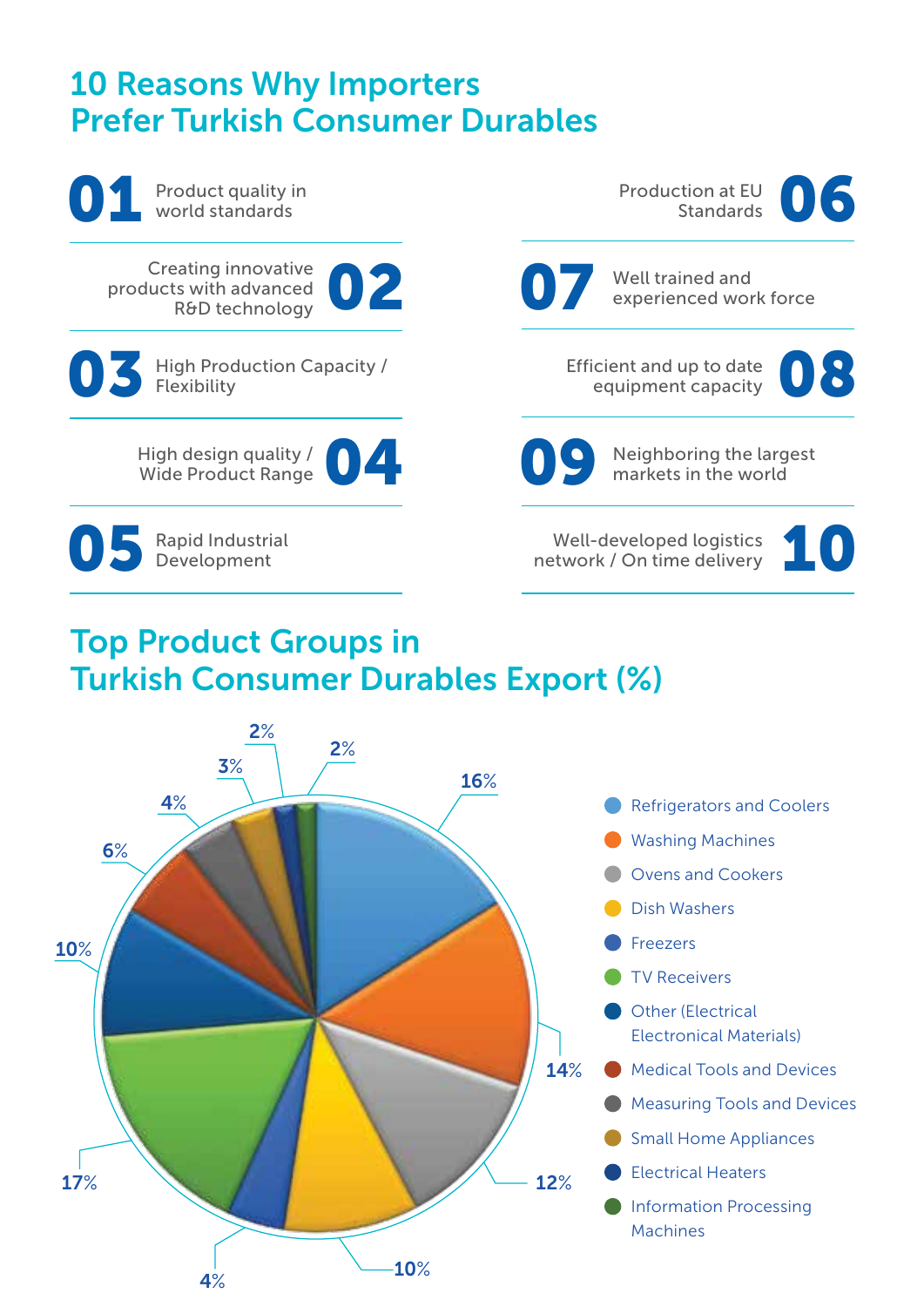# 10 Reasons Why Importers Prefer Turkish Consumer Durables

**01** Product quality in world standards

**02** Creating innovative products with advanced R&D technology

**03** High Production Capacity / Flexibility

**04** High design quality / Wide Product Range

**05** Rapid Industrial Development

**06** Production at EU Standards

**07** Well trained and experienced work force

**08** Efficient and up to date equipment capacity

**09** Neighboring the largest markets in the world

**10** Well-developed logistics network / On time delivery

# Top Product Groups in Turkish Consumer Durables Export (%)

| Product Group | % |
|---|---|
| Refrigerators and Coolers | 16% |
| Washing Machines | 14% |
| Ovens and Cookers | 12% |
| Dish Washers | 10% |
| Freezers | 4% |
| TV Receivers | 17% |
| Other (Electrical Electronical Materials) | 10% |
| Medical Tools and Devices | 6% |
| Measuring Tools and Devices | 4% |
| Small Home Appliances | 3% |
| Electrical Heaters | 2% |
| Information Processing Machines | 2% |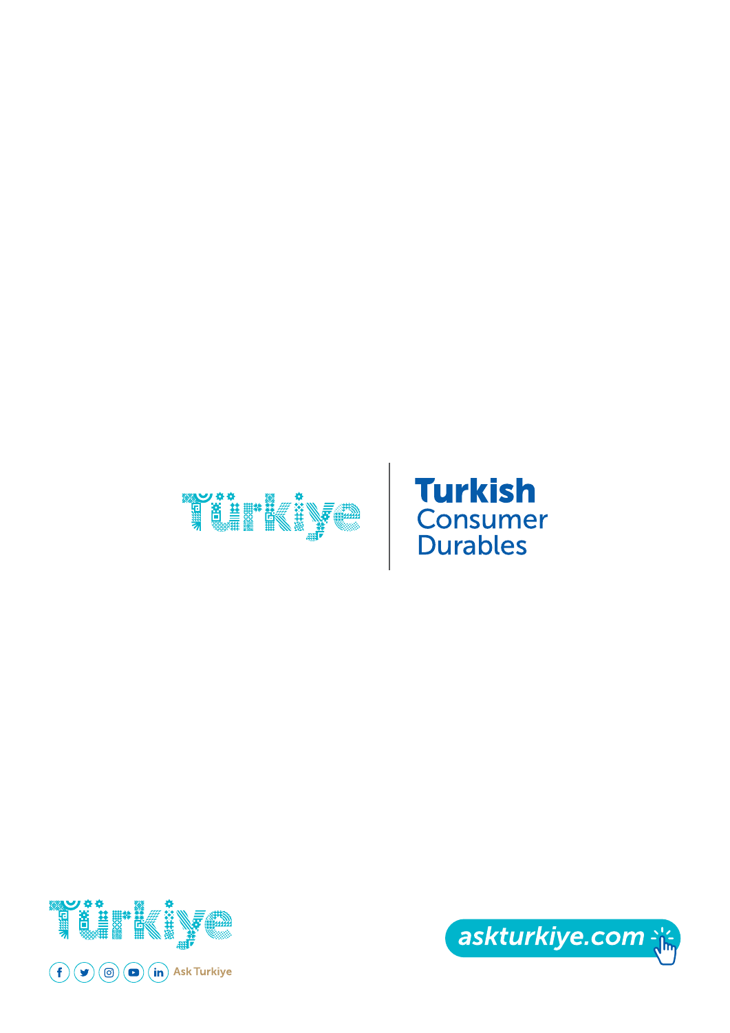Türkiye

**Turkish**
Consumer
Durables

Türkiye

Ask Turkiye

askturkiye.com